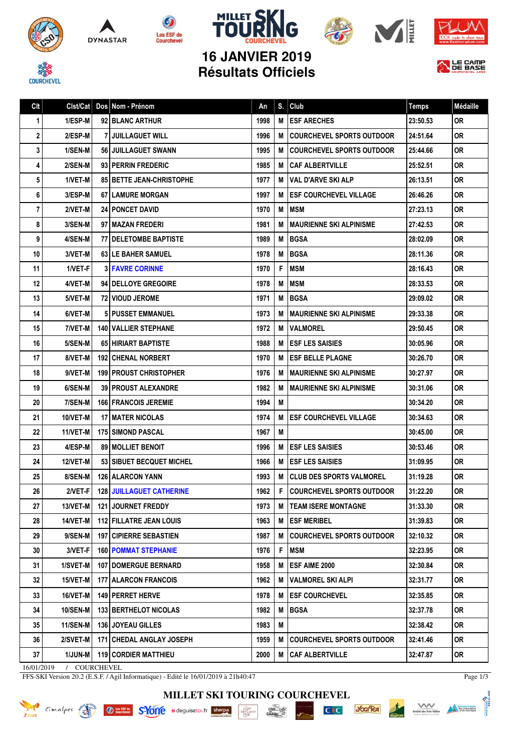# 16 JANVIER 2019
## Résultats Officiels

| Clt | Clst/Cat | Dos | Nom - Prénom | An | S. | Club | Temps | Médaille |
|---|---|---|---|---|---|---|---|---|
| 1 | 1/ESP-M | 92 | BLANC ARTHUR | 1998 | M | ESF ARECHES | 23:50.53 | OR |
| 2 | 2/ESP-M | 7 | JUILLAGUET WILL | 1996 | M | COURCHEVEL SPORTS OUTDOOR | 24:51.64 | OR |
| 3 | 1/SEN-M | 56 | JUILLAGUET SWANN | 1995 | M | COURCHEVEL SPORTS OUTDOOR | 25:44.66 | OR |
| 4 | 2/SEN-M | 93 | PERRIN FREDERIC | 1985 | M | CAF ALBERTVILLE | 25:52.51 | OR |
| 5 | 1/VET-M | 85 | BETTE JEAN-CHRISTOPHE | 1977 | M | VAL D'ARVE SKI ALP | 26:13.51 | OR |
| 6 | 3/ESP-M | 67 | LAMURE MORGAN | 1997 | M | ESF COURCHEVEL VILLAGE | 26:46.26 | OR |
| 7 | 2/VET-M | 24 | PONCET DAVID | 1970 | M | MSM | 27:23.13 | OR |
| 8 | 3/SEN-M | 97 | MAZAN FREDERI | 1981 | M | MAURIENNE SKI ALPINISME | 27:42.53 | OR |
| 9 | 4/SEN-M | 77 | DELETOMBE BAPTISTE | 1989 | M | BGSA | 28:02.09 | OR |
| 10 | 3/VET-M | 63 | LE BAHER SAMUEL | 1978 | M | BGSA | 28:11.36 | OR |
| 11 | 1/VET-F | 3 | FAVRE CORINNE | 1970 | F | MSM | 28:16.43 | OR |
| 12 | 4/VET-M | 94 | DELLOYE GREGOIRE | 1978 | M | MSM | 28:33.53 | OR |
| 13 | 5/VET-M | 72 | VIOUD JEROME | 1971 | M | BGSA | 29:09.02 | OR |
| 14 | 6/VET-M | 5 | PUSSET EMMANUEL | 1973 | M | MAURIENNE SKI ALPINISME | 29:33.38 | OR |
| 15 | 7/VET-M | 140 | VALLIER STEPHANE | 1972 | M | VALMOREL | 29:50.45 | OR |
| 16 | 5/SEN-M | 65 | HIRIART BAPTISTE | 1988 | M | ESF LES SAISIES | 30:05.96 | OR |
| 17 | 8/VET-M | 192 | CHENAL NORBERT | 1970 | M | ESF BELLE PLAGNE | 30:26.70 | OR |
| 18 | 9/VET-M | 199 | PROUST CHRISTOPHER | 1976 | M | MAURIENNE SKI ALPINISME | 30:27.97 | OR |
| 19 | 6/SEN-M | 39 | PROUST ALEXANDRE | 1982 | M | MAURIENNE SKI ALPINISME | 30:31.06 | OR |
| 20 | 7/SEN-M | 166 | FRANCOIS JEREMIE | 1994 | M | | 30:34.20 | OR |
| 21 | 10/VET-M | 17 | MATER NICOLAS | 1974 | M | ESF COURCHEVEL VILLAGE | 30:34.63 | OR |
| 22 | 11/VET-M | 175 | SIMOND PASCAL | 1967 | M | | 30:45.00 | OR |
| 23 | 4/ESP-M | 89 | MOLLIET BENOIT | 1996 | M | ESF LES SAISIES | 30:53.46 | OR |
| 24 | 12/VET-M | 53 | SIBUET BECQUET MICHEL | 1966 | M | ESF LES SAISIES | 31:09.95 | OR |
| 25 | 8/SEN-M | 126 | ALARCON YANN | 1993 | M | CLUB DES SPORTS VALMOREL | 31:19.28 | OR |
| 26 | 2/VET-F | 128 | JUILLAGUET CATHERINE | 1962 | F | COURCHEVEL SPORTS OUTDOOR | 31:22.20 | OR |
| 27 | 13/VET-M | 121 | JOURNET FREDDY | 1973 | M | TEAM ISERE MONTAGNE | 31:33.30 | OR |
| 28 | 14/VET-M | 112 | FILLATRE JEAN LOUIS | 1963 | M | ESF MERIBEL | 31:39.83 | OR |
| 29 | 9/SEN-M | 197 | CIPIERRE SEBASTIEN | 1987 | M | COURCHEVEL SPORTS OUTDOOR | 32:10.32 | OR |
| 30 | 3/VET-F | 160 | POMMAT STEPHANIE | 1976 | F | MSM | 32:23.95 | OR |
| 31 | 1/SVET-M | 107 | DOMERGUE BERNARD | 1958 | M | ESF AIME 2000 | 32:30.84 | OR |
| 32 | 15/VET-M | 177 | ALARCON FRANCOIS | 1962 | M | VALMOREL SKI ALPI | 32:31.77 | OR |
| 33 | 16/VET-M | 149 | PERRET HERVE | 1978 | M | ESF COURCHEVEL | 32:35.85 | OR |
| 34 | 10/SEN-M | 133 | BERTHELOT NICOLAS | 1982 | M | BGSA | 32:37.78 | OR |
| 35 | 11/SEN-M | 136 | JOYEAU GILLES | 1983 | M | | 32:38.42 | OR |
| 36 | 2/SVET-M | 171 | CHEDAL ANGLAY JOSEPH | 1959 | M | COURCHEVEL SPORTS OUTDOOR | 32:41.46 | OR |
| 37 | 1/JUN-M | 119 | CORDIER MATTHIEU | 2000 | M | CAF ALBERTVILLE | 32:47.87 | OR |

16/01/2019 / COURCHEVEL

FFS-SKI Version 20.2 (E.S.F. / Agil Informatique) - Edité le 16/01/2019 à 21h40:47

MILLET SKI TOURING COURCHEVEL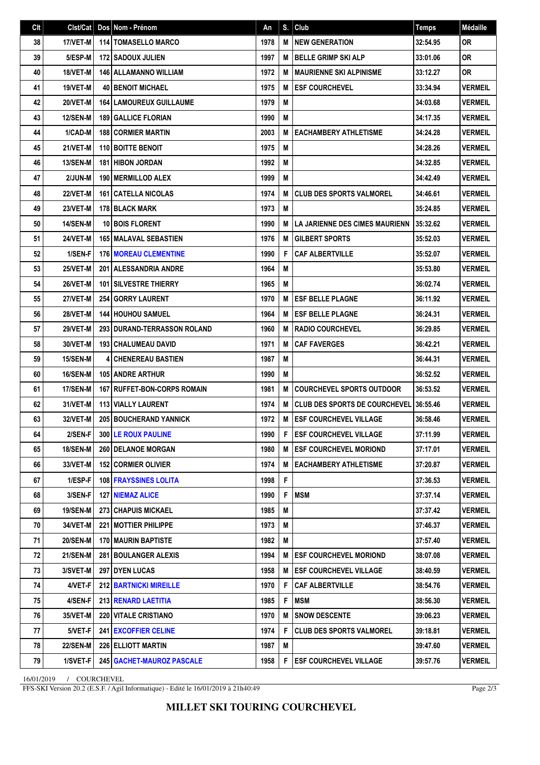| Clt | Clst/Cat | Dos | Nom - Prénom | An | S. | Club | Temps | Médaille |
|---|---|---|---|---|---|---|---|---|
| 38 | 17/VET-M | 114 | TOMASELLO MARCO | 1978 | M | NEW GENERATION | 32:54.95 | OR |
| 39 | 5/ESP-M | 172 | SADOUX JULIEN | 1997 | M | BELLE GRIMP SKI ALP | 33:01.06 | OR |
| 40 | 18/VET-M | 146 | ALLAMANNO WILLIAM | 1972 | M | MAURIENNE SKI ALPINISME | 33:12.27 | OR |
| 41 | 19/VET-M | 40 | BENOIT MICHAEL | 1975 | M | ESF COURCHEVEL | 33:34.94 | VERMEIL |
| 42 | 20/VET-M | 164 | LAMOUREUX GUILLAUME | 1979 | M | | 34:03.68 | VERMEIL |
| 43 | 12/SEN-M | 189 | GALLICE FLORIAN | 1990 | M | | 34:17.35 | VERMEIL |
| 44 | 1/CAD-M | 188 | CORMIER MARTIN | 2003 | M | EACHAMBERY ATHLETISME | 34:24.28 | VERMEIL |
| 45 | 21/VET-M | 110 | BOITTE BENOIT | 1975 | M | | 34:28.26 | VERMEIL |
| 46 | 13/SEN-M | 181 | HIBON JORDAN | 1992 | M | | 34:32.85 | VERMEIL |
| 47 | 2/JUN-M | 190 | MERMILLOD ALEX | 1999 | M | | 34:42.49 | VERMEIL |
| 48 | 22/VET-M | 161 | CATELLA NICOLAS | 1974 | M | CLUB DES SPORTS VALMOREL | 34:46.61 | VERMEIL |
| 49 | 23/VET-M | 178 | BLACK MARK | 1973 | M | | 35:24.85 | VERMEIL |
| 50 | 14/SEN-M | 10 | BOIS FLORENT | 1990 | M | LA JARIENNE DES CIMES MAURIENN | 35:32.62 | VERMEIL |
| 51 | 24/VET-M | 165 | MALAVAL SEBASTIEN | 1976 | M | GILBERT SPORTS | 35:52.03 | VERMEIL |
| 52 | 1/SEN-F | 176 | MOREAU CLEMENTINE | 1990 | F | CAF ALBERTVILLE | 35:52.07 | VERMEIL |
| 53 | 25/VET-M | 201 | ALESSANDRIA ANDRE | 1964 | M | | 35:53.80 | VERMEIL |
| 54 | 26/VET-M | 101 | SILVESTRE THIERRY | 1965 | M | | 36:02.74 | VERMEIL |
| 55 | 27/VET-M | 254 | GORRY LAURENT | 1970 | M | ESF BELLE PLAGNE | 36:11.92 | VERMEIL |
| 56 | 28/VET-M | 144 | HOUHOU SAMUEL | 1964 | M | ESF BELLE PLAGNE | 36:24.31 | VERMEIL |
| 57 | 29/VET-M | 293 | DURAND-TERRASSON ROLAND | 1960 | M | RADIO COURCHEVEL | 36:29.85 | VERMEIL |
| 58 | 30/VET-M | 193 | CHALUMEAU DAVID | 1971 | M | CAF FAVERGES | 36:42.21 | VERMEIL |
| 59 | 15/SEN-M | 4 | CHENEREAU BASTIEN | 1987 | M | | 36:44.31 | VERMEIL |
| 60 | 16/SEN-M | 105 | ANDRE ARTHUR | 1990 | M | | 36:52.52 | VERMEIL |
| 61 | 17/SEN-M | 167 | RUFFET-BON-CORPS ROMAIN | 1981 | M | COURCHEVEL SPORTS OUTDOOR | 36:53.52 | VERMEIL |
| 62 | 31/VET-M | 113 | VIALLY LAURENT | 1974 | M | CLUB DES SPORTS DE COURCHEVEL | 36:55.46 | VERMEIL |
| 63 | 32/VET-M | 205 | BOUCHERAND YANNICK | 1972 | M | ESF COURCHEVEL VILLAGE | 36:58.46 | VERMEIL |
| 64 | 2/SEN-F | 300 | LE ROUX PAULINE | 1990 | F | ESF COURCHEVEL VILLAGE | 37:11.99 | VERMEIL |
| 65 | 18/SEN-M | 260 | DELANOE MORGAN | 1980 | M | ESF COURCHEVEL MORIOND | 37:17.01 | VERMEIL |
| 66 | 33/VET-M | 152 | CORMIER OLIVIER | 1974 | M | EACHAMBERY ATHLETISME | 37:20.87 | VERMEIL |
| 67 | 1/ESP-F | 108 | FRAYSSINES LOLITA | 1998 | F | | 37:36.53 | VERMEIL |
| 68 | 3/SEN-F | 127 | NIEMAZ ALICE | 1990 | F | MSM | 37:37.14 | VERMEIL |
| 69 | 19/SEN-M | 273 | CHAPUIS MICKAEL | 1985 | M | | 37:37.42 | VERMEIL |
| 70 | 34/VET-M | 221 | MOTTIER PHILIPPE | 1973 | M | | 37:46.37 | VERMEIL |
| 71 | 20/SEN-M | 170 | MAURIN BAPTISTE | 1982 | M | | 37:57.40 | VERMEIL |
| 72 | 21/SEN-M | 281 | BOULANGER ALEXIS | 1994 | M | ESF COURCHEVEL MORIOND | 38:07.08 | VERMEIL |
| 73 | 3/SVET-M | 297 | DYEN LUCAS | 1958 | M | ESF COURCHEVEL VILLAGE | 38:40.59 | VERMEIL |
| 74 | 4/VET-F | 212 | BARTNICKI MIREILLE | 1970 | F | CAF ALBERTVILLE | 38:54.76 | VERMEIL |
| 75 | 4/SEN-F | 213 | RENARD LAETITIA | 1985 | F | MSM | 38:56.30 | VERMEIL |
| 76 | 35/VET-M | 220 | VITALE CRISTIANO | 1970 | M | SNOW DESCENTE | 39:06.23 | VERMEIL |
| 77 | 5/VET-F | 241 | EXCOFFIER CELINE | 1974 | F | CLUB DES SPORTS VALMOREL | 39:18.81 | VERMEIL |
| 78 | 22/SEN-M | 226 | ELLIOTT MARTIN | 1987 | M | | 39:47.60 | VERMEIL |
| 79 | 1/SVET-F | 245 | GACHET-MAUROZ PASCALE | 1958 | F | ESF COURCHEVEL VILLAGE | 39:57.76 | VERMEIL |

16/01/2019 / COURCHEVEL

FFS-SKI Version 20.2 (E.S.F. / Agil Informatique) - Edité le 16/01/2019 à 21h40:49

**MILLET SKI TOURING COURCHEVEL**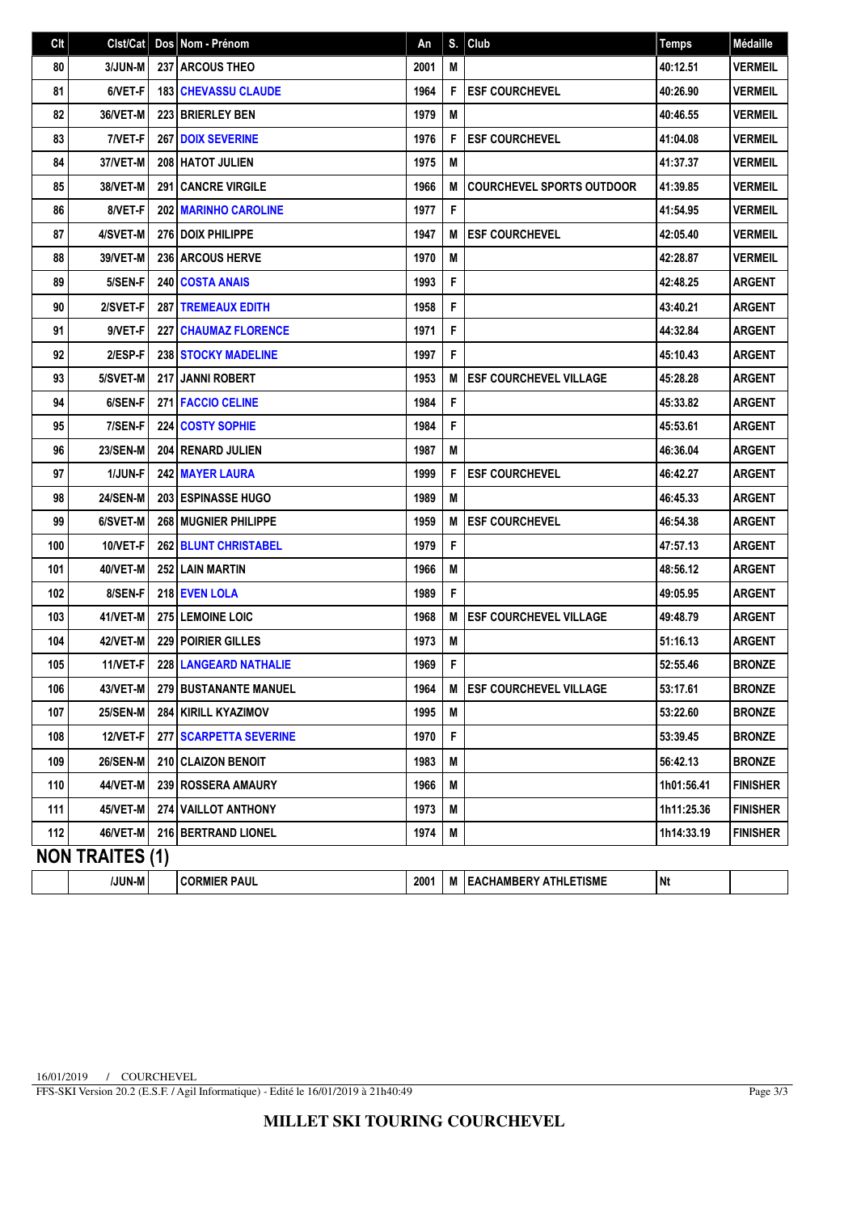| Clt | Clst/Cat | Dos | Nom - Prénom | An | S. | Club | Temps | Médaille |
|---|---|---|---|---|---|---|---|---|
| 80 | 3/JUN-M | 237 | ARCOUS THEO | 2001 | M | | 40:12.51 | VERMEIL |
| 81 | 6/VET-F | 183 | CHEVASSU CLAUDE | 1964 | F | ESF COURCHEVEL | 40:26.90 | VERMEIL |
| 82 | 36/VET-M | 223 | BRIERLEY BEN | 1979 | M | | 40:46.55 | VERMEIL |
| 83 | 7/VET-F | 267 | DOIX SEVERINE | 1976 | F | ESF COURCHEVEL | 41:04.08 | VERMEIL |
| 84 | 37/VET-M | 208 | HATOT JULIEN | 1975 | M | | 41:37.37 | VERMEIL |
| 85 | 38/VET-M | 291 | CANCRE VIRGILE | 1966 | M | COURCHEVEL SPORTS OUTDOOR | 41:39.85 | VERMEIL |
| 86 | 8/VET-F | 202 | MARINHO CAROLINE | 1977 | F | | 41:54.95 | VERMEIL |
| 87 | 4/SVET-M | 276 | DOIX PHILIPPE | 1947 | M | ESF COURCHEVEL | 42:05.40 | VERMEIL |
| 88 | 39/VET-M | 236 | ARCOUS HERVE | 1970 | M | | 42:28.87 | VERMEIL |
| 89 | 5/SEN-F | 240 | COSTA ANAIS | 1993 | F | | 42:48.25 | ARGENT |
| 90 | 2/SVET-F | 287 | TREMEAUX EDITH | 1958 | F | | 43:40.21 | ARGENT |
| 91 | 9/VET-F | 227 | CHAUMAZ FLORENCE | 1971 | F | | 44:32.84 | ARGENT |
| 92 | 2/ESP-F | 238 | STOCKY MADELINE | 1997 | F | | 45:10.43 | ARGENT |
| 93 | 5/SVET-M | 217 | JANNI ROBERT | 1953 | M | ESF COURCHEVEL VILLAGE | 45:28.28 | ARGENT |
| 94 | 6/SEN-F | 271 | FACCIO CELINE | 1984 | F | | 45:33.82 | ARGENT |
| 95 | 7/SEN-F | 224 | COSTY SOPHIE | 1984 | F | | 45:53.61 | ARGENT |
| 96 | 23/SEN-M | 204 | RENARD JULIEN | 1987 | M | | 46:36.04 | ARGENT |
| 97 | 1/JUN-F | 242 | MAYER LAURA | 1999 | F | ESF COURCHEVEL | 46:42.27 | ARGENT |
| 98 | 24/SEN-M | 203 | ESPINASSE HUGO | 1989 | M | | 46:45.33 | ARGENT |
| 99 | 6/SVET-M | 268 | MUGNIER PHILIPPE | 1959 | M | ESF COURCHEVEL | 46:54.38 | ARGENT |
| 100 | 10/VET-F | 262 | BLUNT CHRISTABEL | 1979 | F | | 47:57.13 | ARGENT |
| 101 | 40/VET-M | 252 | LAIN MARTIN | 1966 | M | | 48:56.12 | ARGENT |
| 102 | 8/SEN-F | 218 | EVEN LOLA | 1989 | F | | 49:05.95 | ARGENT |
| 103 | 41/VET-M | 275 | LEMOINE LOIC | 1968 | M | ESF COURCHEVEL VILLAGE | 49:48.79 | ARGENT |
| 104 | 42/VET-M | 229 | POIRIER GILLES | 1973 | M | | 51:16.13 | ARGENT |
| 105 | 11/VET-F | 228 | LANGEARD NATHALIE | 1969 | F | | 52:55.46 | BRONZE |
| 106 | 43/VET-M | 279 | BUSTANANTE MANUEL | 1964 | M | ESF COURCHEVEL VILLAGE | 53:17.61 | BRONZE |
| 107 | 25/SEN-M | 284 | KIRILL KYAZIMOV | 1995 | M | | 53:22.60 | BRONZE |
| 108 | 12/VET-F | 277 | SCARPETTA SEVERINE | 1970 | F | | 53:39.45 | BRONZE |
| 109 | 26/SEN-M | 210 | CLAIZON BENOIT | 1983 | M | | 56:42.13 | BRONZE |
| 110 | 44/VET-M | 239 | ROSSERA AMAURY | 1966 | M | | 1h01:56.41 | FINISHER |
| 111 | 45/VET-M | 274 | VAILLOT ANTHONY | 1973 | M | | 1h11:25.36 | FINISHER |
| 112 | 46/VET-M | 216 | BERTRAND LIONEL | 1974 | M | | 1h14:33.19 | FINISHER |

## NON TRAITES (1)

| | | | | | | | | |
|---|---|---|---|---|---|---|---|---|
| | /JUN-M | | CORMIER PAUL | 2001 | M | EACHAMBERY ATHLETISME | Nt | |

16/01/2019 / COURCHEVEL

FFS-SKI Version 20.2 (E.S.F. / Agil Informatique) - Edité le 16/01/2019 à 21h40:49

**MILLET SKI TOURING COURCHEVEL**